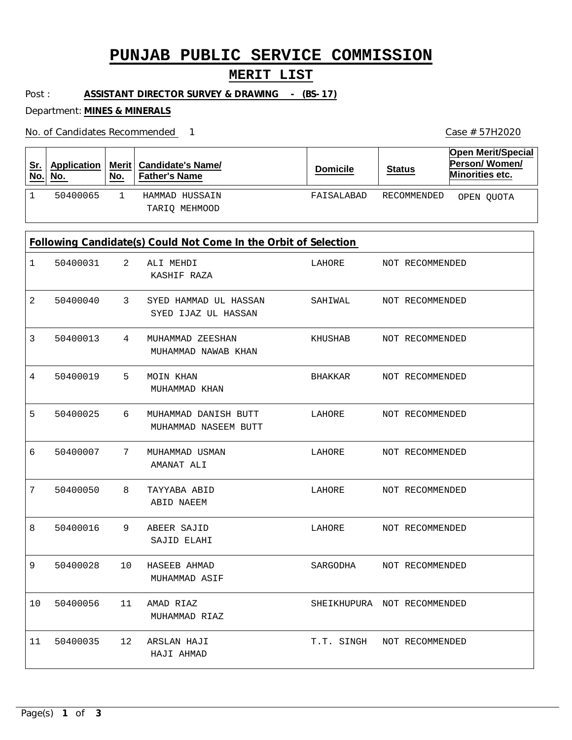# PUNJAB PUBLIC SERVICE COMMISSION

## MERIT LIST

Post : **ASSISTANT DIRECTOR SURVEY & DRAWING - (BS-17)**

Department: **MINES & MINERALS**

No. of Candidates Recommended 1

Case # 57H2020

| Sr. No. | Application No. | Merit No. | Candidate's Name/ Father's Name | Domicile | Status | Open Merit/Special Person/ Women/ Minorities etc. |
|---|---|---|---|---|---|---|
| 1 | 50400065 | 1 | HAMMAD HUSSAIN<br>TARIQ MEHMOOD | FAISALABAD | RECOMMENDED | OPEN QUOTA |

**Following Candidate(s) Could Not Come In the Orbit of Selection**

| Sr. No. | Application No. | Merit No. | Candidate's Name/ Father's Name | Domicile | Status |
|---|---|---|---|---|---|
| 1 | 50400031 | 2 | ALI MEHDI<br>KASHIF RAZA | LAHORE | NOT RECOMMENDED |
| 2 | 50400040 | 3 | SYED HAMMAD UL HASSAN<br>SYED IJAZ UL HASSAN | SAHIWAL | NOT RECOMMENDED |
| 3 | 50400013 | 4 | MUHAMMAD ZEESHAN<br>MUHAMMAD NAWAB KHAN | KHUSHAB | NOT RECOMMENDED |
| 4 | 50400019 | 5 | MOIN KHAN<br>MUHAMMAD KHAN | BHAKKAR | NOT RECOMMENDED |
| 5 | 50400025 | 6 | MUHAMMAD DANISH BUTT<br>MUHAMMAD NASEEM BUTT | LAHORE | NOT RECOMMENDED |
| 6 | 50400007 | 7 | MUHAMMAD USMAN<br>AMANAT ALI | LAHORE | NOT RECOMMENDED |
| 7 | 50400050 | 8 | TAYYABA ABID<br>ABID NAEEM | LAHORE | NOT RECOMMENDED |
| 8 | 50400016 | 9 | ABEER SAJID<br>SAJID ELAHI | LAHORE | NOT RECOMMENDED |
| 9 | 50400028 | 10 | HASEEB AHMAD<br>MUHAMMAD ASIF | SARGODHA | NOT RECOMMENDED |
| 10 | 50400056 | 11 | AMAD RIAZ<br>MUHAMMAD RIAZ | SHEIKHUPURA | NOT RECOMMENDED |
| 11 | 50400035 | 12 | ARSLAN HAJI<br>HAJI AHMAD | T.T. SINGH | NOT RECOMMENDED |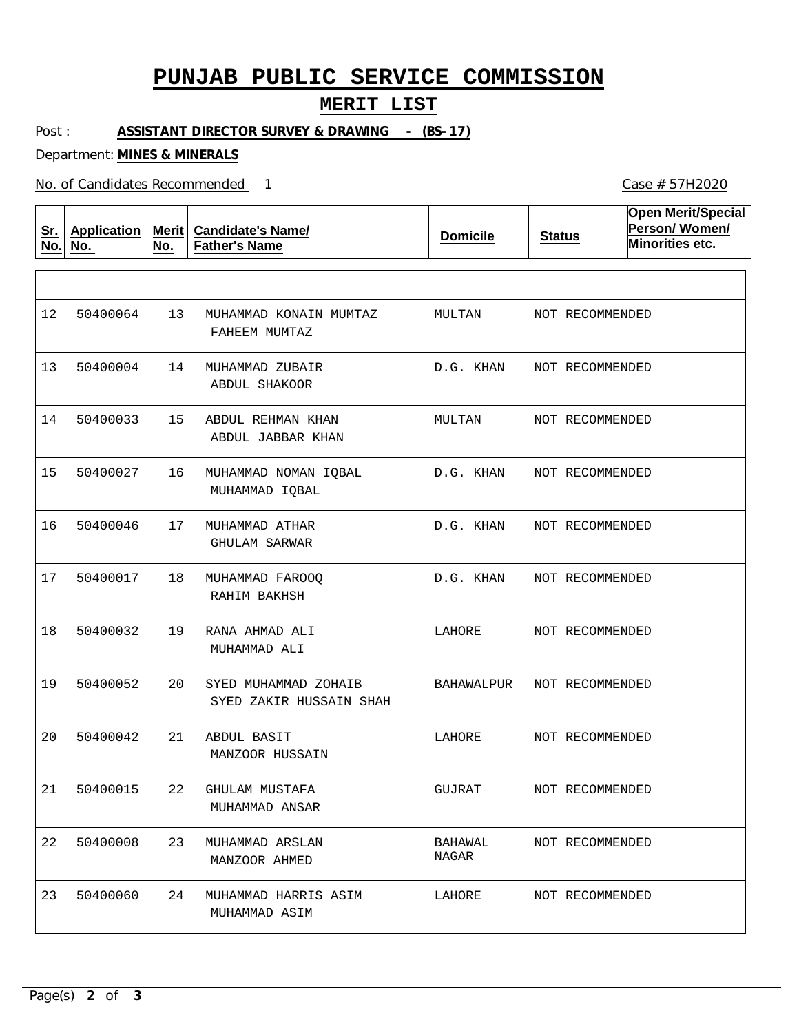# PUNJAB PUBLIC SERVICE COMMISSION

## MERIT LIST

Post : **ASSISTANT DIRECTOR SURVEY & DRAWING - (BS-17)**

Department: **MINES & MINERALS**

No. of Candidates Recommended 1

Case # 57H2020

| Sr. No. | Application No. | Merit No. | Candidate's Name/ Father's Name | Domicile | Status | Open Merit/Special Person/ Women/ Minorities etc. |
|---|---|---|---|---|---|---|
| 12 | 50400064 | 13 | MUHAMMAD KONAIN MUMTAZ<br>FAHEEM MUMTAZ | MULTAN | NOT RECOMMENDED | |
| 13 | 50400004 | 14 | MUHAMMAD ZUBAIR<br>ABDUL SHAKOOR | D.G. KHAN | NOT RECOMMENDED | |
| 14 | 50400033 | 15 | ABDUL REHMAN KHAN<br>ABDUL JABBAR KHAN | MULTAN | NOT RECOMMENDED | |
| 15 | 50400027 | 16 | MUHAMMAD NOMAN IQBAL<br>MUHAMMAD IQBAL | D.G. KHAN | NOT RECOMMENDED | |
| 16 | 50400046 | 17 | MUHAMMAD ATHAR<br>GHULAM SARWAR | D.G. KHAN | NOT RECOMMENDED | |
| 17 | 50400017 | 18 | MUHAMMAD FAROOQ<br>RAHIM BAKHSH | D.G. KHAN | NOT RECOMMENDED | |
| 18 | 50400032 | 19 | RANA AHMAD ALI<br>MUHAMMAD ALI | LAHORE | NOT RECOMMENDED | |
| 19 | 50400052 | 20 | SYED MUHAMMAD ZOHAIB<br>SYED ZAKIR HUSSAIN SHAH | BAHAWALPUR | NOT RECOMMENDED | |
| 20 | 50400042 | 21 | ABDUL BASIT<br>MANZOOR HUSSAIN | LAHORE | NOT RECOMMENDED | |
| 21 | 50400015 | 22 | GHULAM MUSTAFA<br>MUHAMMAD ANSAR | GUJRAT | NOT RECOMMENDED | |
| 22 | 50400008 | 23 | MUHAMMAD ARSLAN<br>MANZOOR AHMED | BAHAWAL NAGAR | NOT RECOMMENDED | |
| 23 | 50400060 | 24 | MUHAMMAD HARRIS ASIM<br>MUHAMMAD ASIM | LAHORE | NOT RECOMMENDED | |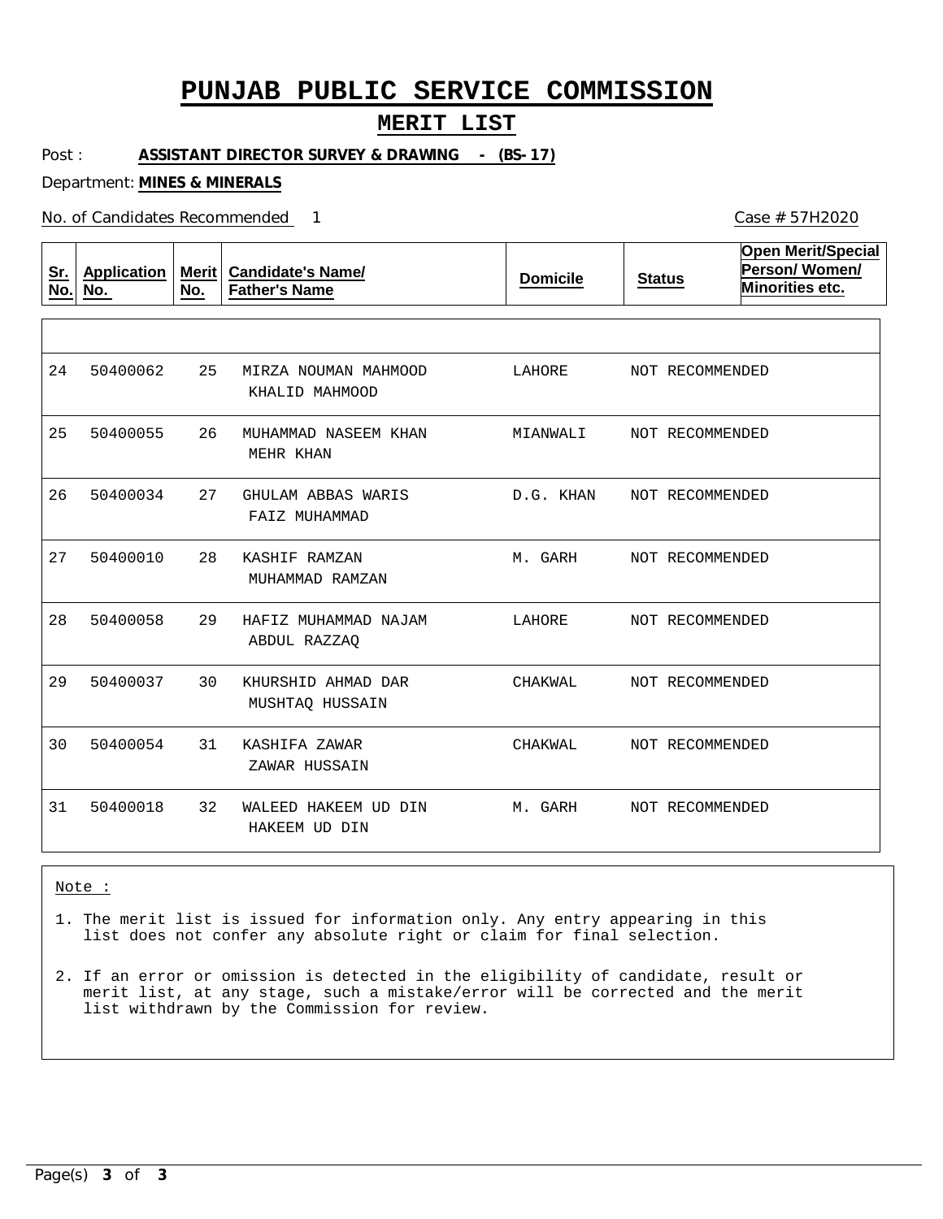# PUNJAB PUBLIC SERVICE COMMISSION

## MERIT LIST

Post : **ASSISTANT DIRECTOR SURVEY & DRAWING - (BS-17)**

Department: **MINES & MINERALS**

No. of Candidates Recommended 1

Case # 57H2020

| Sr. No. | Application No. | Merit No. | Candidate's Name/ Father's Name | Domicile | Status | Open Merit/Special Person/ Women/ Minorities etc. |
|---|---|---|---|---|---|---|
| 24 | 50400062 | 25 | MIRZA NOUMAN MAHMOOD<br>KHALID MAHMOOD | LAHORE | NOT RECOMMENDED | |
| 25 | 50400055 | 26 | MUHAMMAD NASEEM KHAN<br>MEHR KHAN | MIANWALI | NOT RECOMMENDED | |
| 26 | 50400034 | 27 | GHULAM ABBAS WARIS<br>FAIZ MUHAMMAD | D.G. KHAN | NOT RECOMMENDED | |
| 27 | 50400010 | 28 | KASHIF RAMZAN<br>MUHAMMAD RAMZAN | M. GARH | NOT RECOMMENDED | |
| 28 | 50400058 | 29 | HAFIZ MUHAMMAD NAJAM<br>ABDUL RAZZAQ | LAHORE | NOT RECOMMENDED | |
| 29 | 50400037 | 30 | KHURSHID AHMAD DAR<br>MUSHTAQ HUSSAIN | CHAKWAL | NOT RECOMMENDED | |
| 30 | 50400054 | 31 | KASHIFA ZAWAR<br>ZAWAR HUSSAIN | CHAKWAL | NOT RECOMMENDED | |
| 31 | 50400018 | 32 | WALEED HAKEEM UD DIN<br>HAKEEM UD DIN | M. GARH | NOT RECOMMENDED | |

Note :

1. The merit list is issued for information only. Any entry appearing in this list does not confer any absolute right or claim for final selection.
2. If an error or omission is detected in the eligibility of candidate, result or merit list, at any stage, such a mistake/error will be corrected and the merit list withdrawn by the Commission for review.